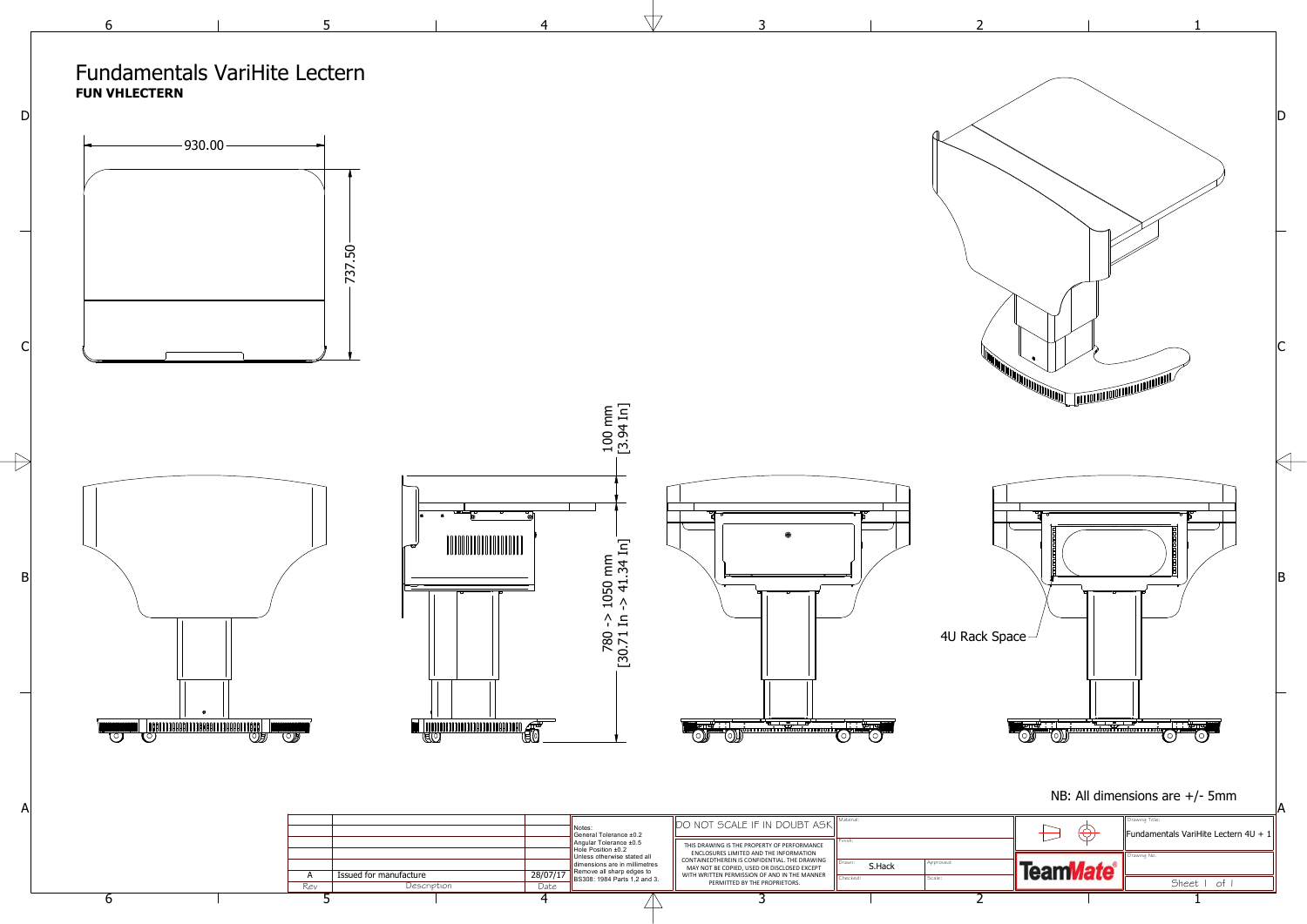# Fundamentals VariHite Lectern

**FUN VHLECTERN**

930.00

737.50

100 mm
[3.94 In]

780 -> 1050 mm
[30.71 In -> 41.34 In]

4U Rack Space

NB: All dimensions are +/- 5mm

| Rev | Description | Date |
|---|---|---|
| A | Issued for manufacture | 28/07/17 |

Notes:
General Tolerance ±0.2
Angular Tolerance ±0.5
Hole Position ±0.2
Unless otherwise stated all dimensions are in millimetres
Remove all sharp edges to BS308: 1984 Parts 1,2 and 3.

DO NOT SCALE IF IN DOUBT ASK

THIS DRAWING IS THE PROPERTY OF PERFORMANCE ENCLOSURES LIMITED AND THE INFORMATION CONTAINEDTHEREIN IS CONFIDENTIAL. THE DRAWING MAY NOT BE COPIED, USED OR DISCLOSED EXCEPT WITH WRITTEN PERMISSION OF AND IN THE MANNER PERMITTED BY THE PROPRIETORS.

Material:
Finish:
Drawn: S.Hack
Approved:
Checked:
Scale:

TeamMate®

Drawing Title: Fundamentals VariHite Lectern 4U + 1
Drawing No.:
Sheet 1 of 1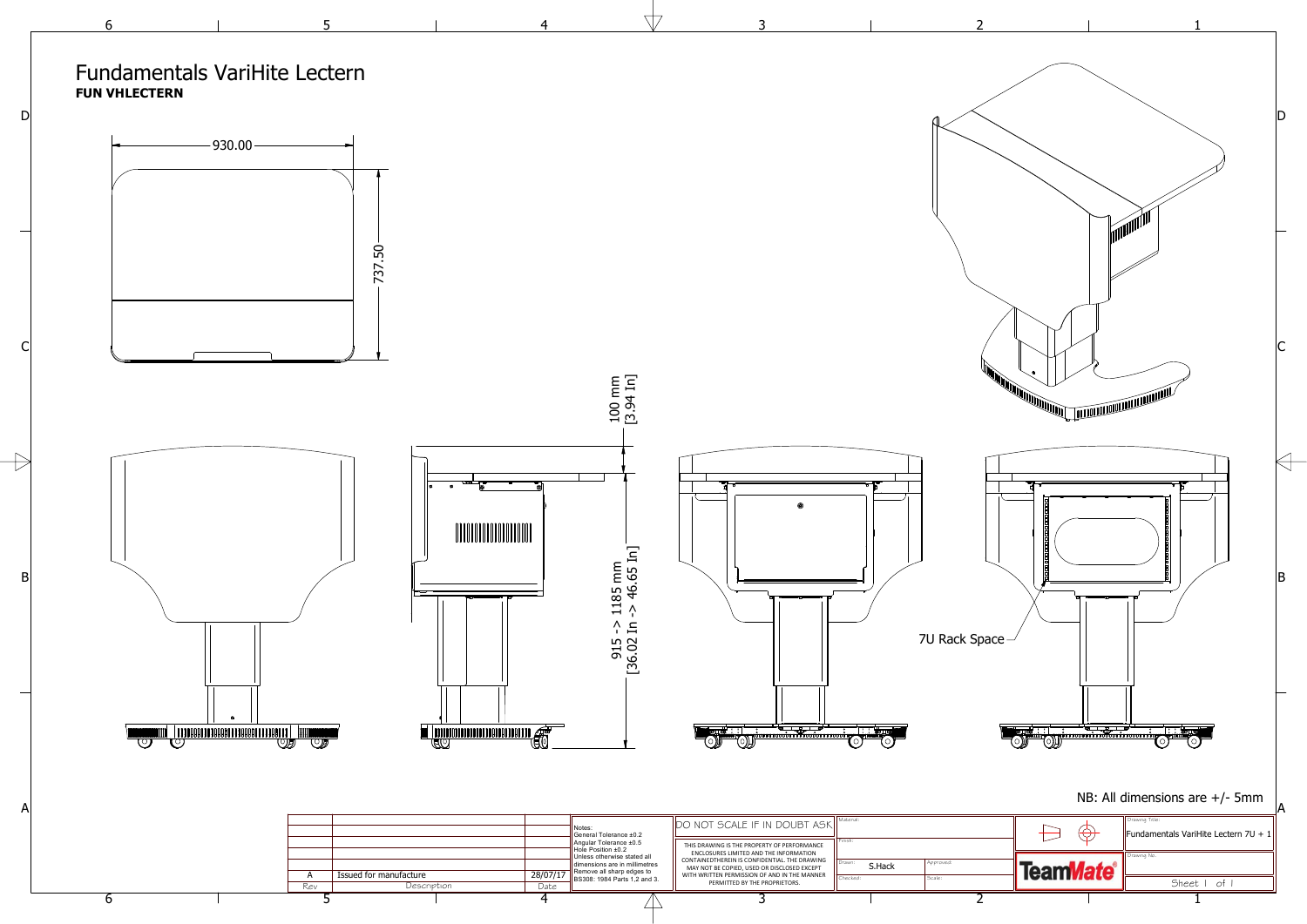# Fundamentals VariHite Lectern

**FUN VHLECTERN**

930.00

737.50

100 mm
[3.94 In]

915 -> 1185 mm
[36.02 In -> 46.65 In]

7U Rack Space

NB: All dimensions are +/- 5mm

| Rev | Description | Date |
|---|---|---|
| A | Issued for manufacture | 28/07/17 |

Notes:
General Tolerance ±0.2
Angular Tolerance ±0.5
Hole Position ±0.2
Unless otherwise stated all dimensions are in millimetres
Remove all sharp edges to BS308: 1984 Parts 1,2 and 3.

DO NOT SCALE IF IN DOUBT ASK

THIS DRAWING IS THE PROPERTY OF PERFORMANCE ENCLOSURES LIMITED AND THE INFORMATION CONTAINEDTHEREIN IS CONFIDENTIAL. THE DRAWING MAY NOT BE COPIED, USED OR DISCLOSED EXCEPT WITH WRITTEN PERMISSION OF AND IN THE MANNER PERMITTED BY THE PROPRIETORS.

Material:
Finish:
Drawn: S.Hack
Approved:
Checked:
Scale:

TeamMate®

Drawing Title: Fundamentals VariHite Lectern 7U + 1

Drawing No:

Sheet 1 of 1